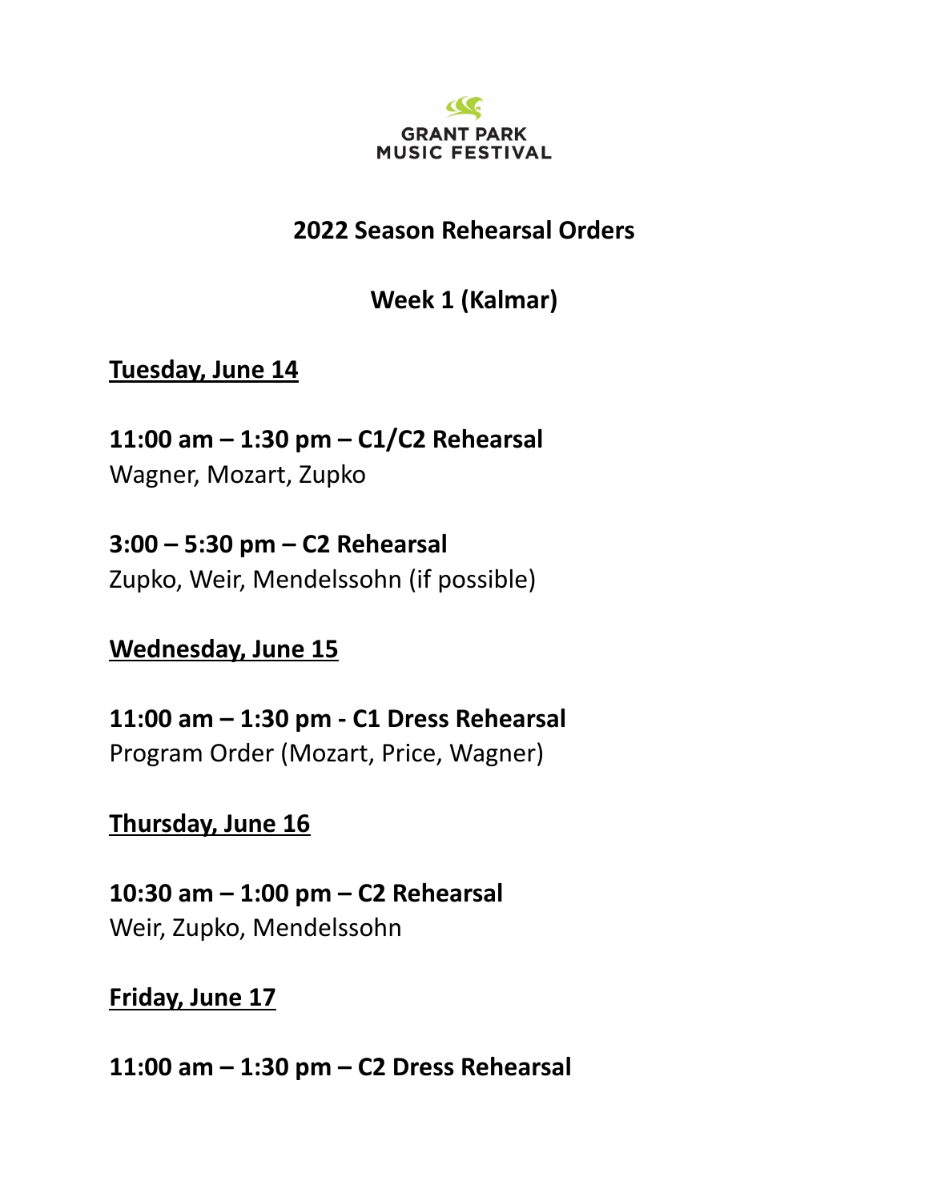GRANT PARK MUSIC FESTIVAL

# 2022 Season Rehearsal Orders

## Week 1 (Kalmar)

**<u>Tuesday, June 14</u>**

**11:00 am – 1:30 pm – C1/C2 Rehearsal**
Wagner, Mozart, Zupko

**3:00 – 5:30 pm – C2 Rehearsal**
Zupko, Weir, Mendelssohn (if possible)

**<u>Wednesday, June 15</u>**

**11:00 am – 1:30 pm - C1 Dress Rehearsal**
Program Order (Mozart, Price, Wagner)

**<u>Thursday, June 16</u>**

**10:30 am – 1:00 pm – C2 Rehearsal**
Weir, Zupko, Mendelssohn

**<u>Friday, June 17</u>**

**11:00 am – 1:30 pm – C2 Dress Rehearsal**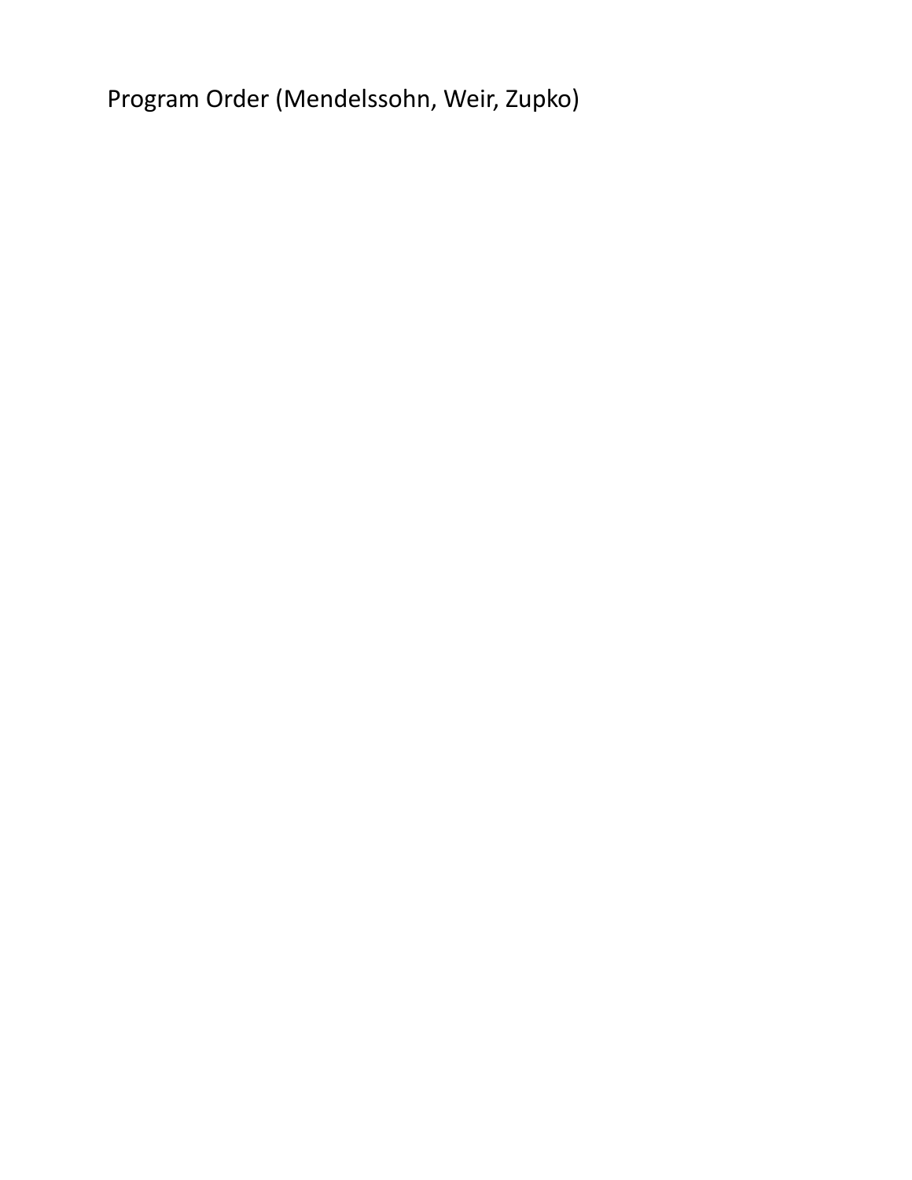Program Order (Mendelssohn, Weir, Zupko)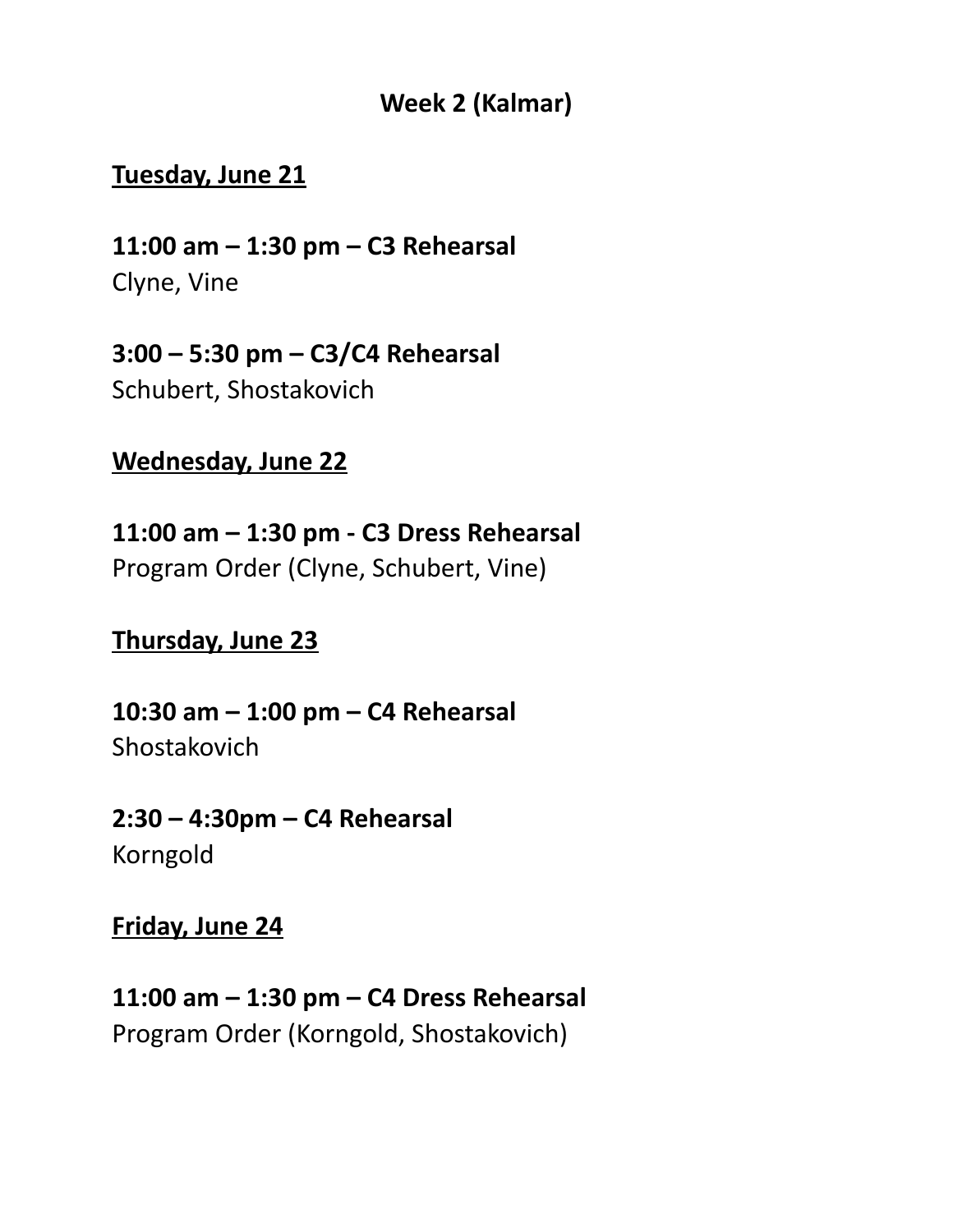## Week 2 (Kalmar)

**Tuesday, June 21**

**11:00 am – 1:30 pm – C3 Rehearsal**
Clyne, Vine

**3:00 – 5:30 pm – C3/C4 Rehearsal**
Schubert, Shostakovich

**Wednesday, June 22**

**11:00 am – 1:30 pm - C3 Dress Rehearsal**
Program Order (Clyne, Schubert, Vine)

**Thursday, June 23**

**10:30 am – 1:00 pm – C4 Rehearsal**
Shostakovich

**2:30 – 4:30pm – C4 Rehearsal**
Korngold

**Friday, June 24**

**11:00 am – 1:30 pm – C4 Dress Rehearsal**
Program Order (Korngold, Shostakovich)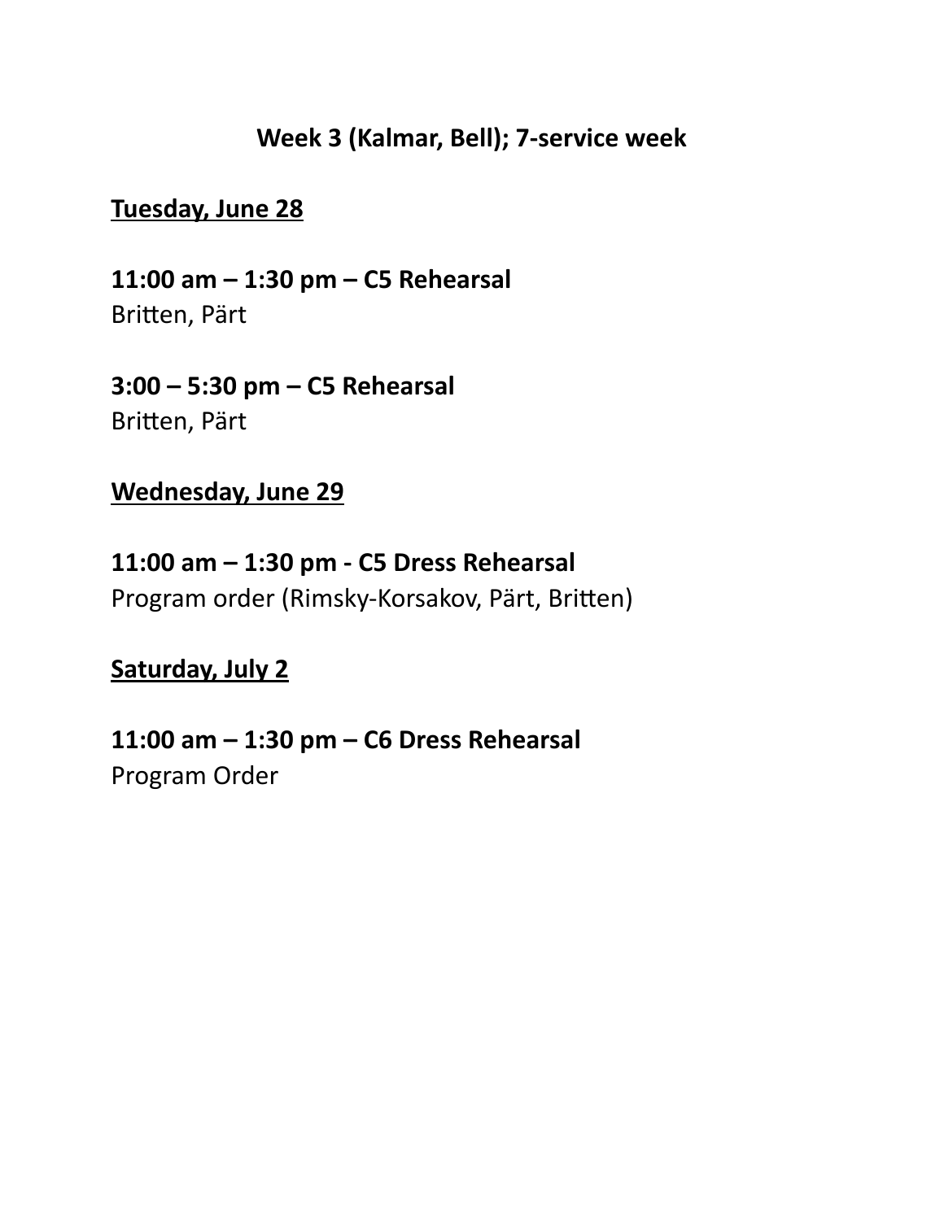## Week 3 (Kalmar, Bell); 7-service week

**Tuesday, June 28**

**11:00 am – 1:30 pm – C5 Rehearsal**
Britten, Pärt

**3:00 – 5:30 pm – C5 Rehearsal**
Britten, Pärt

**Wednesday, June 29**

**11:00 am – 1:30 pm - C5 Dress Rehearsal**
Program order (Rimsky-Korsakov, Pärt, Britten)

**Saturday, July 2**

**11:00 am – 1:30 pm – C6 Dress Rehearsal**
Program Order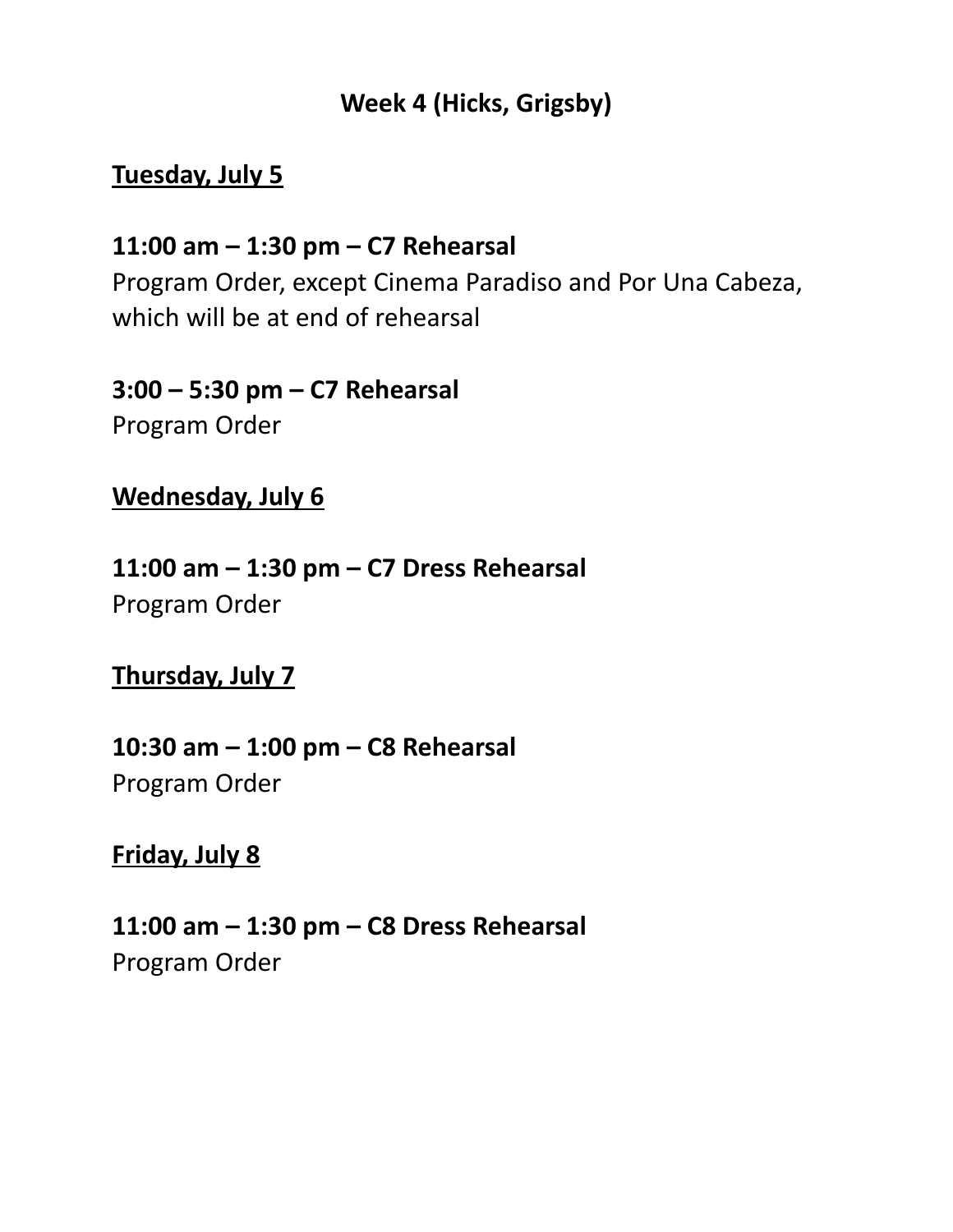## Week 4 (Hicks, Grigsby)

**<u>Tuesday, July 5</u>**

**11:00 am – 1:30 pm – C7 Rehearsal**
Program Order, except Cinema Paradiso and Por Una Cabeza, which will be at end of rehearsal

**3:00 – 5:30 pm – C7 Rehearsal**
Program Order

**<u>Wednesday, July 6</u>**

**11:00 am – 1:30 pm – C7 Dress Rehearsal**
Program Order

**<u>Thursday, July 7</u>**

**10:30 am – 1:00 pm – C8 Rehearsal**
Program Order

**<u>Friday, July 8</u>**

**11:00 am – 1:30 pm – C8 Dress Rehearsal**
Program Order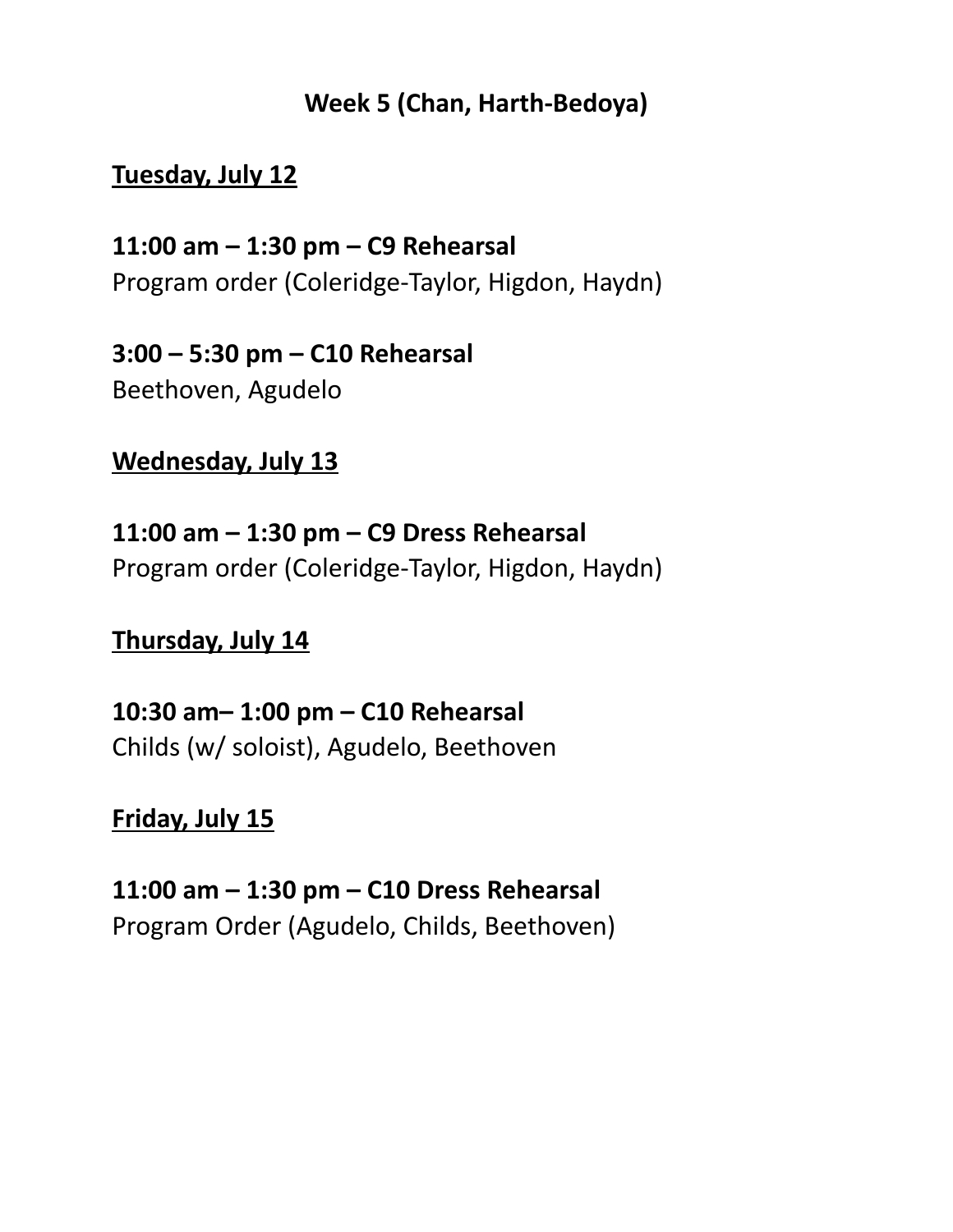## Week 5 (Chan, Harth-Bedoya)

**Tuesday, July 12**

**11:00 am – 1:30 pm – C9 Rehearsal**
Program order (Coleridge-Taylor, Higdon, Haydn)

**3:00 – 5:30 pm – C10 Rehearsal**
Beethoven, Agudelo

**Wednesday, July 13**

**11:00 am – 1:30 pm – C9 Dress Rehearsal**
Program order (Coleridge-Taylor, Higdon, Haydn)

**Thursday, July 14**

**10:30 am– 1:00 pm – C10 Rehearsal**
Childs (w/ soloist), Agudelo, Beethoven

**Friday, July 15**

**11:00 am – 1:30 pm – C10 Dress Rehearsal**
Program Order (Agudelo, Childs, Beethoven)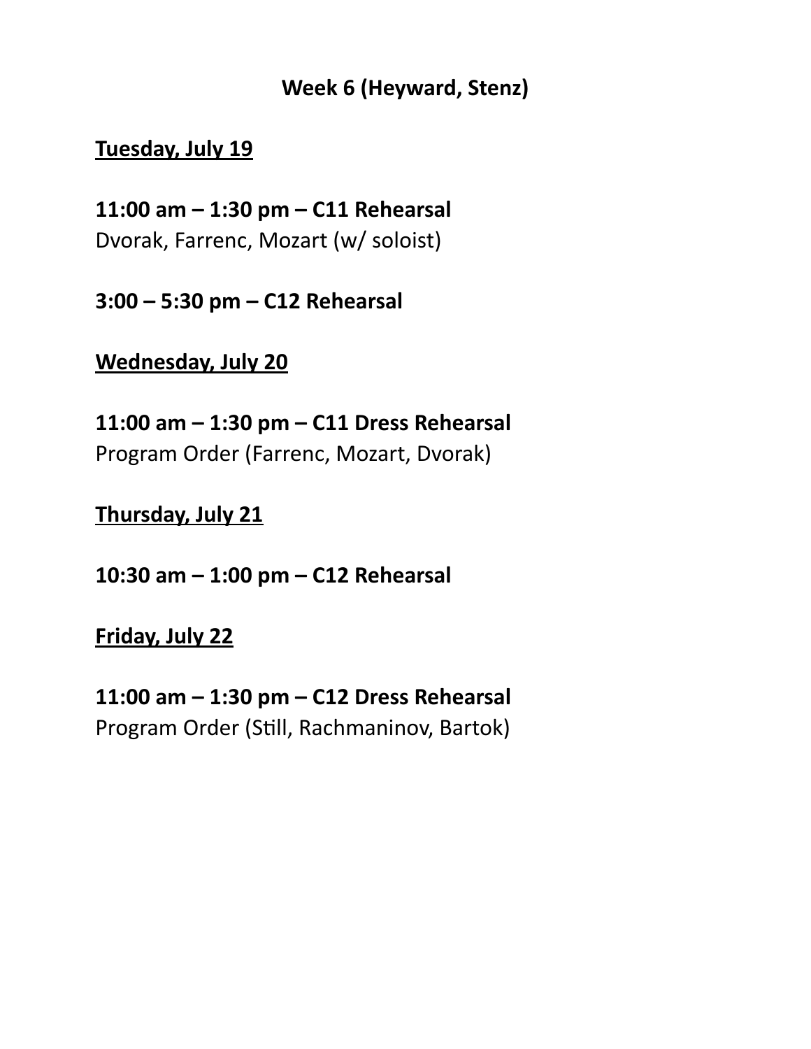## Week 6 (Heyward, Stenz)

**<u>Tuesday, July 19</u>**

**11:00 am – 1:30 pm – C11 Rehearsal**
Dvorak, Farrenc, Mozart (w/ soloist)

**3:00 – 5:30 pm – C12 Rehearsal**

**<u>Wednesday, July 20</u>**

**11:00 am – 1:30 pm – C11 Dress Rehearsal**
Program Order (Farrenc, Mozart, Dvorak)

**<u>Thursday, July 21</u>**

**10:30 am – 1:00 pm – C12 Rehearsal**

**<u>Friday, July 22</u>**

**11:00 am – 1:30 pm – C12 Dress Rehearsal**
Program Order (Still, Rachmaninov, Bartok)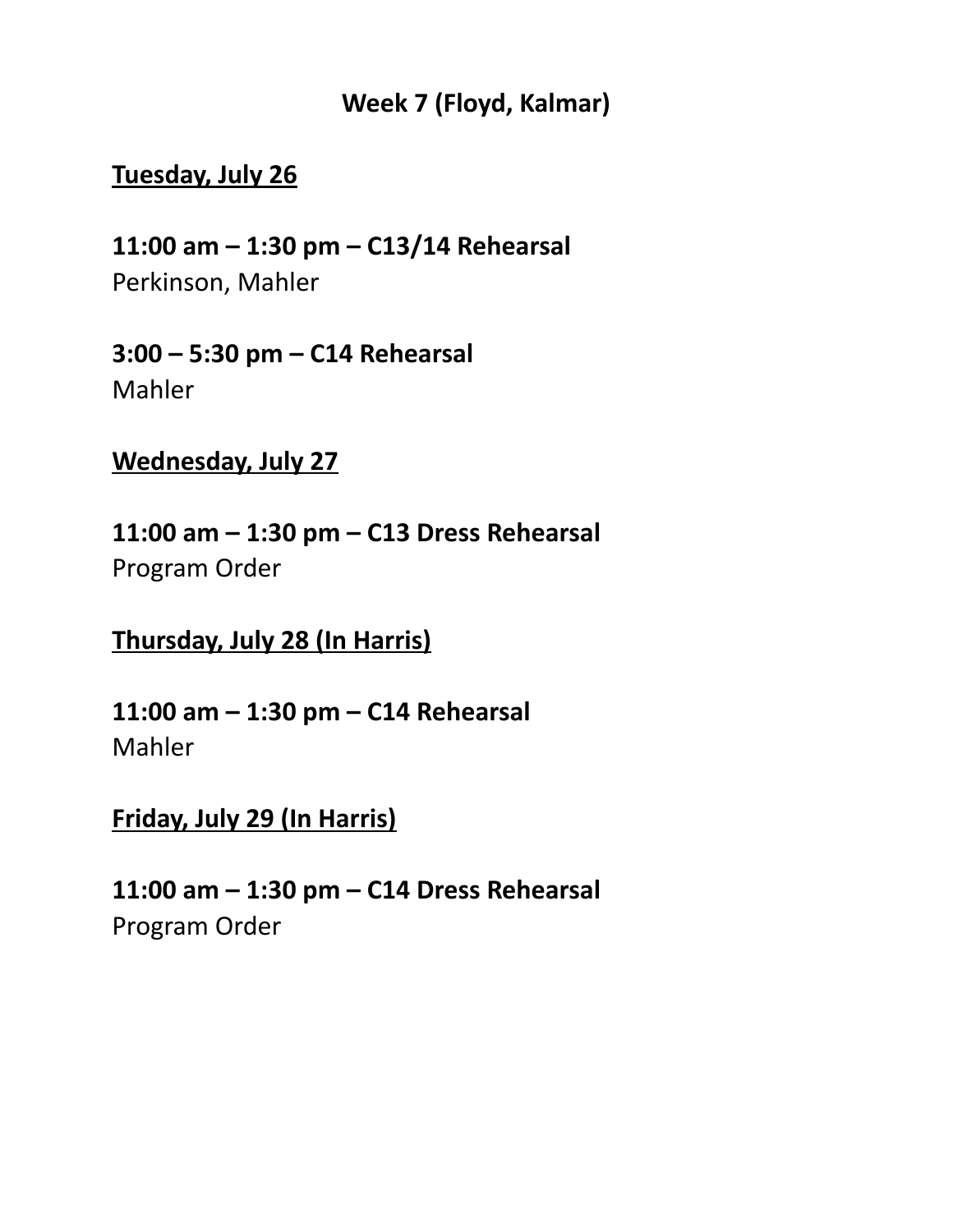# Week 7 (Floyd, Kalmar)

## Tuesday, July 26

**11:00 am – 1:30 pm – C13/14 Rehearsal**
Perkinson, Mahler

**3:00 – 5:30 pm – C14 Rehearsal**
Mahler

## Wednesday, July 27

**11:00 am – 1:30 pm – C13 Dress Rehearsal**
Program Order

## Thursday, July 28 (In Harris)

**11:00 am – 1:30 pm – C14 Rehearsal**
Mahler

## Friday, July 29 (In Harris)

**11:00 am – 1:30 pm – C14 Dress Rehearsal**
Program Order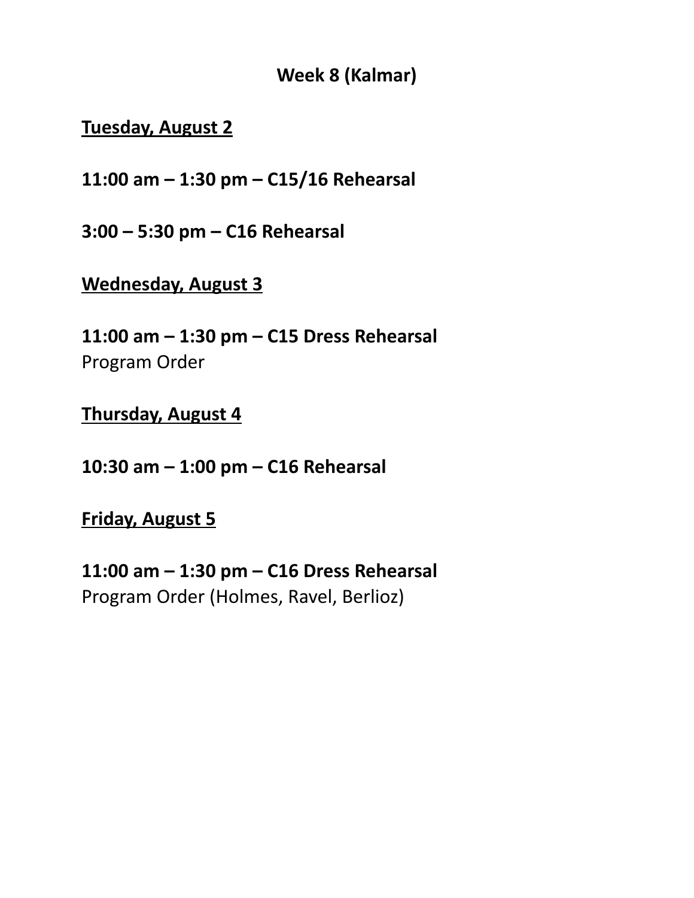# Week 8 (Kalmar)

**<u>Tuesday, August 2</u>**

**11:00 am – 1:30 pm – C15/16 Rehearsal**

**3:00 – 5:30 pm – C16 Rehearsal**

**<u>Wednesday, August 3</u>**

**11:00 am – 1:30 pm – C15 Dress Rehearsal**
Program Order

**<u>Thursday, August 4</u>**

**10:30 am – 1:00 pm – C16 Rehearsal**

**<u>Friday, August 5</u>**

**11:00 am – 1:30 pm – C16 Dress Rehearsal**
Program Order (Holmes, Ravel, Berlioz)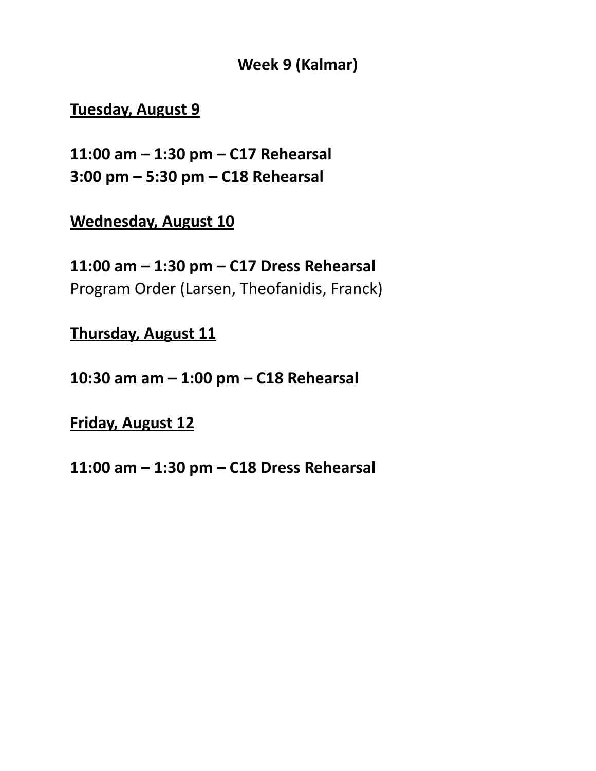## Week 9 (Kalmar)

**<u>Tuesday, August 9</u>**

**11:00 am – 1:30 pm – C17 Rehearsal**
**3:00 pm – 5:30 pm – C18 Rehearsal**

**<u>Wednesday, August 10</u>**

**11:00 am – 1:30 pm – C17 Dress Rehearsal**
Program Order (Larsen, Theofanidis, Franck)

**<u>Thursday, August 11</u>**

**10:30 am am – 1:00 pm – C18 Rehearsal**

**<u>Friday, August 12</u>**

**11:00 am – 1:30 pm – C18 Dress Rehearsal**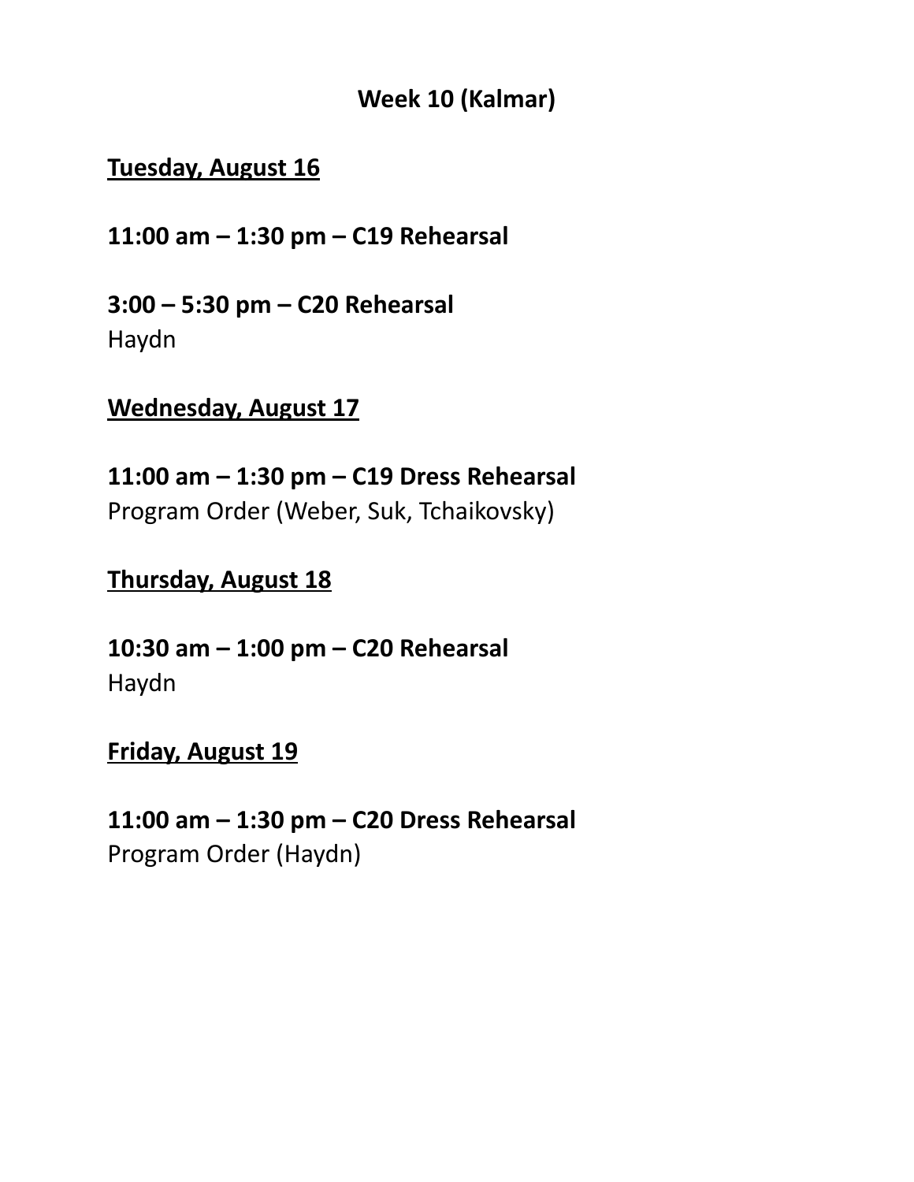# Week 10 (Kalmar)

**<u>Tuesday, August 16</u>**

**11:00 am – 1:30 pm – C19 Rehearsal**

**3:00 – 5:30 pm – C20 Rehearsal**
Haydn

**<u>Wednesday, August 17</u>**

**11:00 am – 1:30 pm – C19 Dress Rehearsal**
Program Order (Weber, Suk, Tchaikovsky)

**<u>Thursday, August 18</u>**

**10:30 am – 1:00 pm – C20 Rehearsal**
Haydn

**<u>Friday, August 19</u>**

**11:00 am – 1:30 pm – C20 Dress Rehearsal**
Program Order (Haydn)